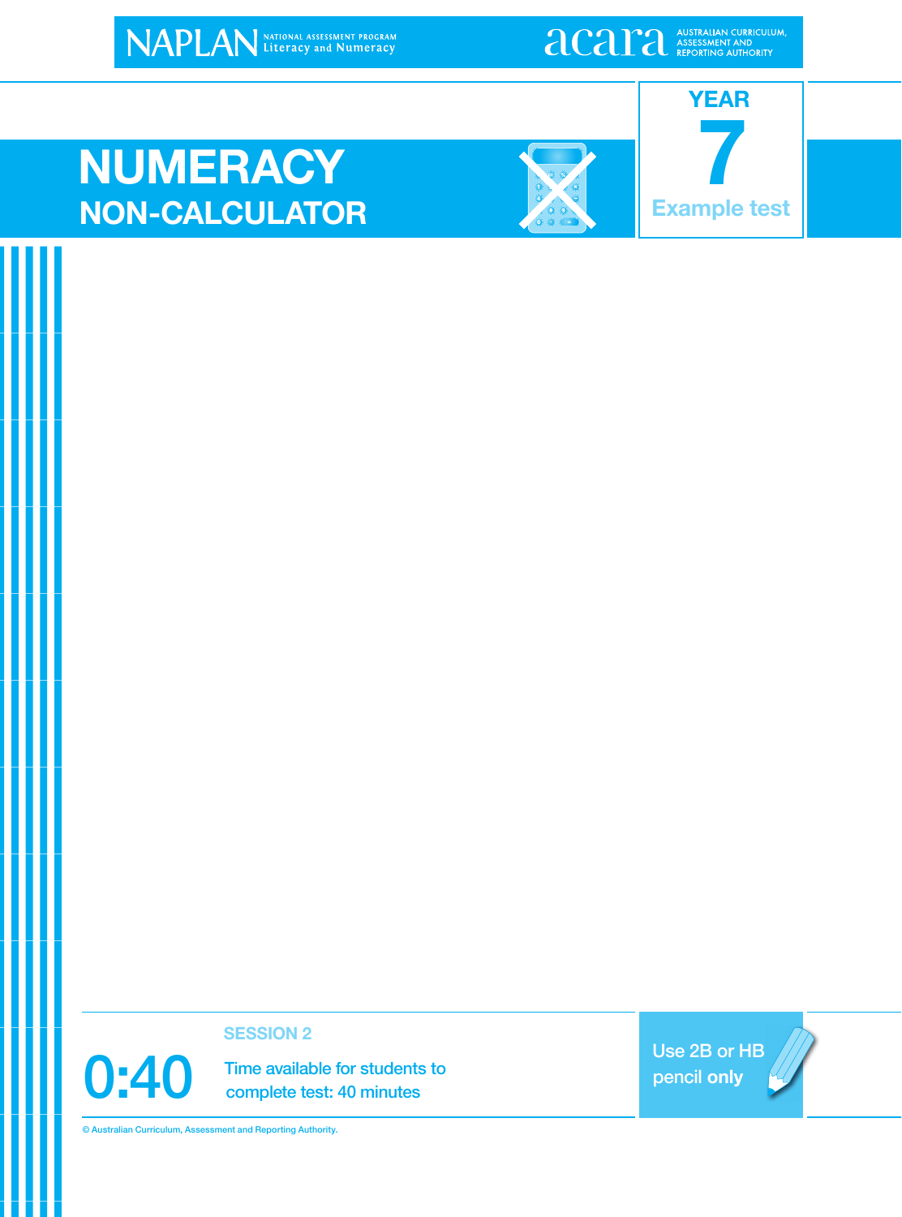NAPLAN NATIONAL ASSESSMENT PROGRAM Literacy and Numeracy

acara AUSTRALIAN CURRICULUM, ASSESSMENT AND REPORTING AUTHORITY

# NUMERACY

## NON-CALCULATOR

YEAR

7

Example test

SESSION 2

0:40

Time available for students to complete test: 40 minutes

Use 2B or HB pencil **only**

© Australian Curriculum, Assessment and Reporting Authority.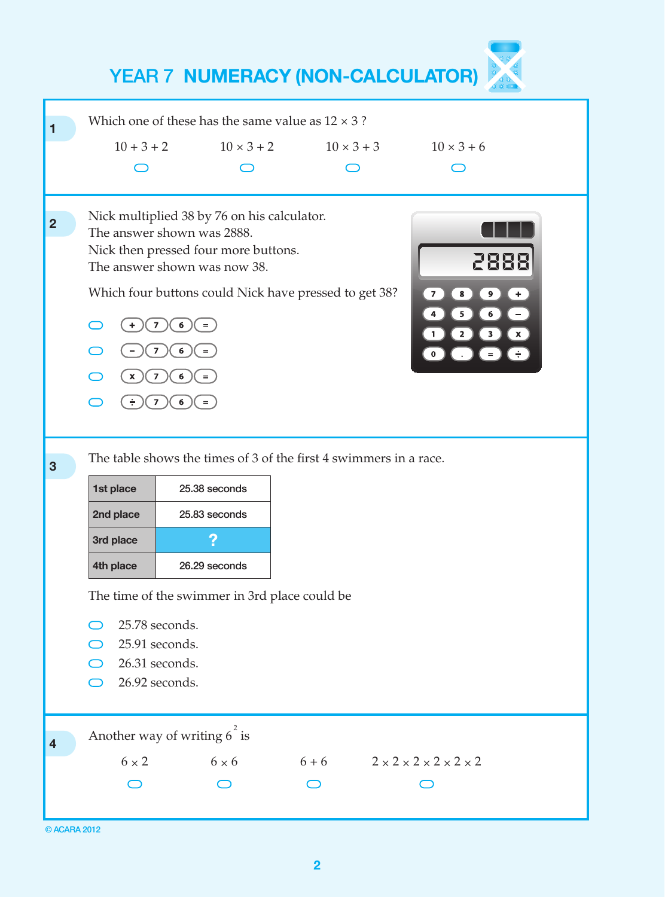# YEAR 7 NUMERACY (NON-CALCULATOR)

**1**

Which one of these has the same value as $12 \times 3$ ?

- $10 + 3 + 2$
- $10 \times 3 + 2$
- $10 \times 3 + 3$
- $10 \times 3 + 6$

**2**

Nick multiplied 38 by 76 on his calculator.
The answer shown was 2888.
Nick then pressed four more buttons.
The answer shown was now 38.

Which four buttons could Nick have pressed to get 38?

- + 7 6 =
- − 7 6 =
- x 7 6 =
- ÷ 7 6 =

**3**

The table shows the times of 3 of the first 4 swimmers in a race.

| | |
|---|---|
| 1st place | 25.38 seconds |
| 2nd place | 25.83 seconds |
| 3rd place | ? |
| 4th place | 26.29 seconds |

The time of the swimmer in 3rd place could be

- 25.78 seconds.
- 25.91 seconds.
- 26.31 seconds.
- 26.92 seconds.

**4**

Another way of writing $6^2$ is

- $6 \times 2$
- $6 \times 6$
- $6 + 6$
- $2 \times 2 \times 2 \times 2 \times 2 \times 2$

© ACARA 2012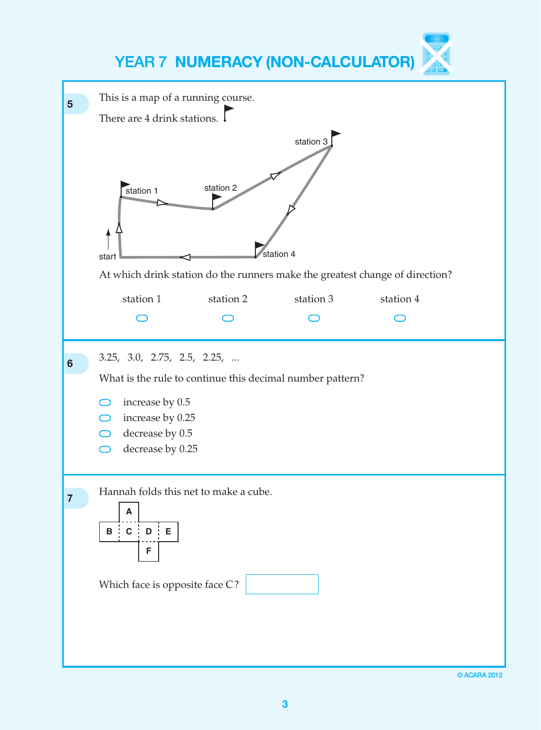# YEAR 7 NUMERACY (NON-CALCULATOR)

**5**

This is a map of a running course.

There are 4 drink stations.

start · station 1 · station 2 · station 3 · station 4

At which drink station do the runners make the greatest change of direction?

- station 1
- station 2
- station 3
- station 4

---

**6**

3.25, 3.0, 2.75, 2.5, 2.25, ...

What is the rule to continue this decimal number pattern?

- increase by 0.5
- increase by 0.25
- decrease by 0.5
- decrease by 0.25

---

**7**

Hannah folds this net to make a cube.

| | A | | |
|---|---|---|---|
| B | C | D | E |
| | | F | |

Which face is opposite face C? ____________

© ACARA 2012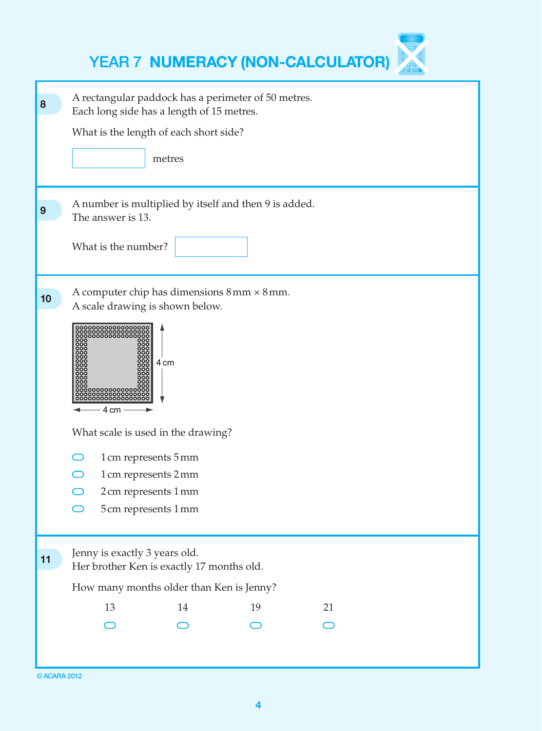# YEAR 7 NUMERACY (NON-CALCULATOR)

**8**

A rectangular paddock has a perimeter of 50 metres.
Each long side has a length of 15 metres.

What is the length of each short side?

[ ] metres

---

**9**

A number is multiplied by itself and then 9 is added.
The answer is 13.

What is the number? [ ]

---

**10**

A computer chip has dimensions 8 mm × 8 mm.
A scale drawing is shown below.

4 cm

4 cm

What scale is used in the drawing?

- ⬭ 1 cm represents 5 mm
- ⬭ 1 cm represents 2 mm
- ⬭ 2 cm represents 1 mm
- ⬭ 5 cm represents 1 mm

---

**11**

Jenny is exactly 3 years old.
Her brother Ken is exactly 17 months old.

How many months older than Ken is Jenny?

| 13 | 14 | 19 | 21 |
|---|---|---|---|
| ⬭ | ⬭ | ⬭ | ⬭ |

© ACARA 2012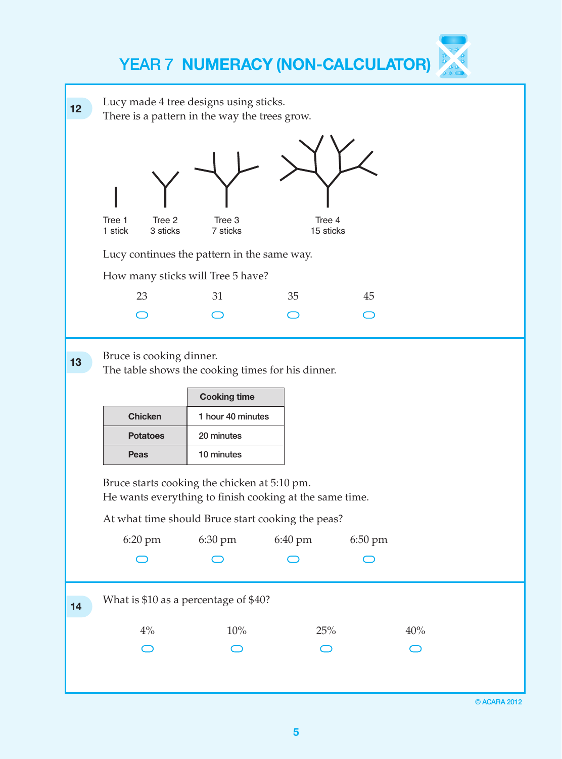# YEAR 7 NUMERACY (NON-CALCULATOR)

**12** Lucy made 4 tree designs using sticks.
There is a pattern in the way the trees grow.

Tree 1
1 stick

Tree 2
3 sticks

Tree 3
7 sticks

Tree 4
15 sticks

Lucy continues the pattern in the same way.

How many sticks will Tree 5 have?

- 23
- 31
- 35
- 45

---

**13** Bruce is cooking dinner.
The table shows the cooking times for his dinner.

| | Cooking time |
|---|---|
| **Chicken** | 1 hour 40 minutes |
| **Potatoes** | 20 minutes |
| **Peas** | 10 minutes |

Bruce starts cooking the chicken at 5:10 pm.
He wants everything to finish cooking at the same time.

At what time should Bruce start cooking the peas?

- 6:20 pm
- 6:30 pm
- 6:40 pm
- 6:50 pm

---

**14** What is $10 as a percentage of $40?

- 4%
- 10%
- 25%
- 40%

© ACARA 2012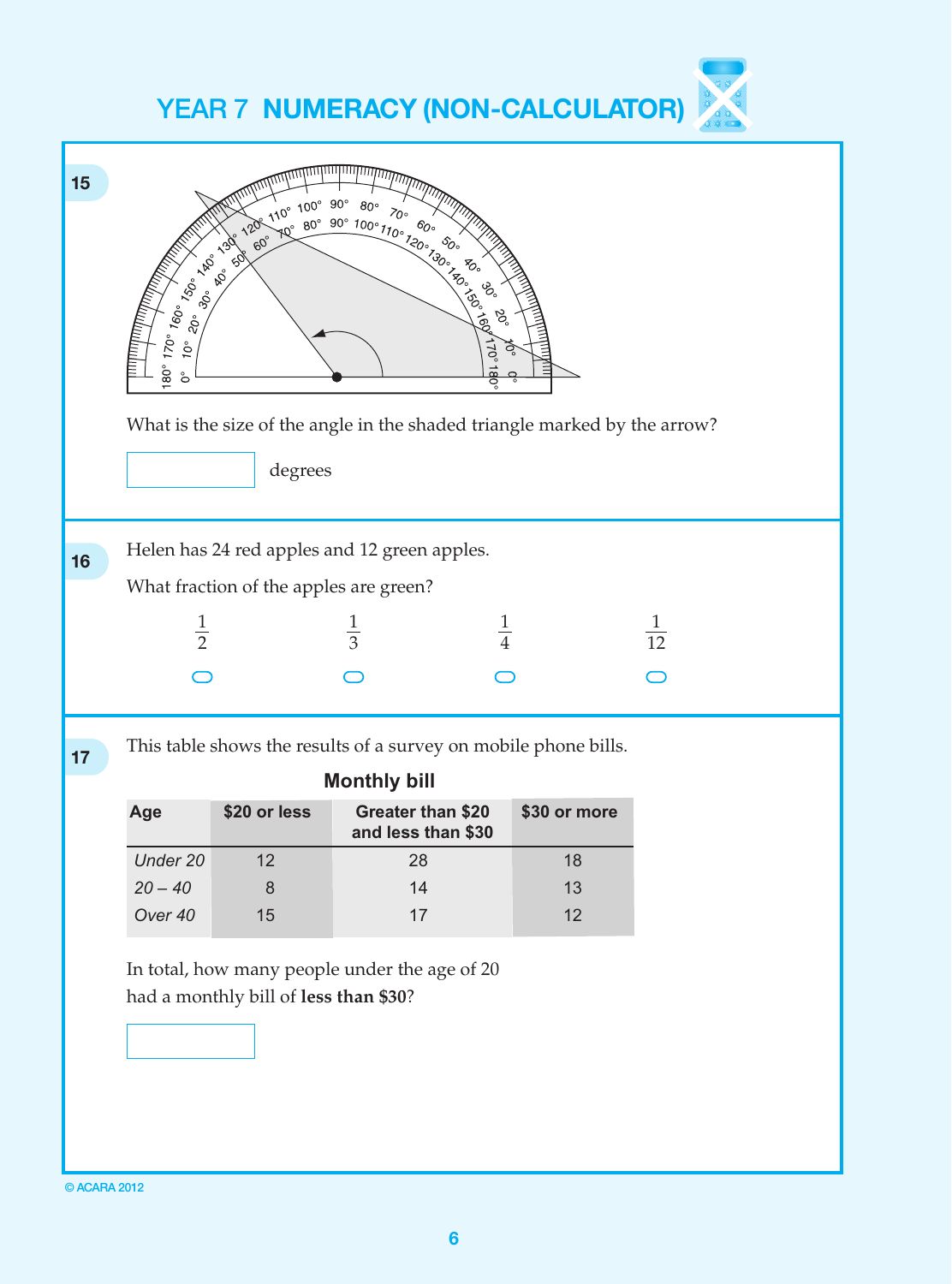# YEAR 7 NUMERACY (NON-CALCULATOR)

**15**

What is the size of the angle in the shaded triangle marked by the arrow?

☐ degrees

---

**16**

Helen has 24 red apples and 12 green apples.

What fraction of the apples are green?

| $\frac{1}{2}$ | $\frac{1}{3}$ | $\frac{1}{4}$ | $\frac{1}{12}$ |
|---|---|---|---|
| ○ | ○ | ○ | ○ |

---

**17**

This table shows the results of a survey on mobile phone bills.

**Monthly bill**

| Age | $20 or less | Greater than $20 and less than $30 | $30 or more |
|---|---|---|---|
| *Under 20* | 12 | 28 | 18 |
| *20 – 40* | 8 | 14 | 13 |
| *Over 40* | 15 | 17 | 12 |

In total, how many people under the age of 20 had a monthly bill of **less than $30**?

☐

© ACARA 2012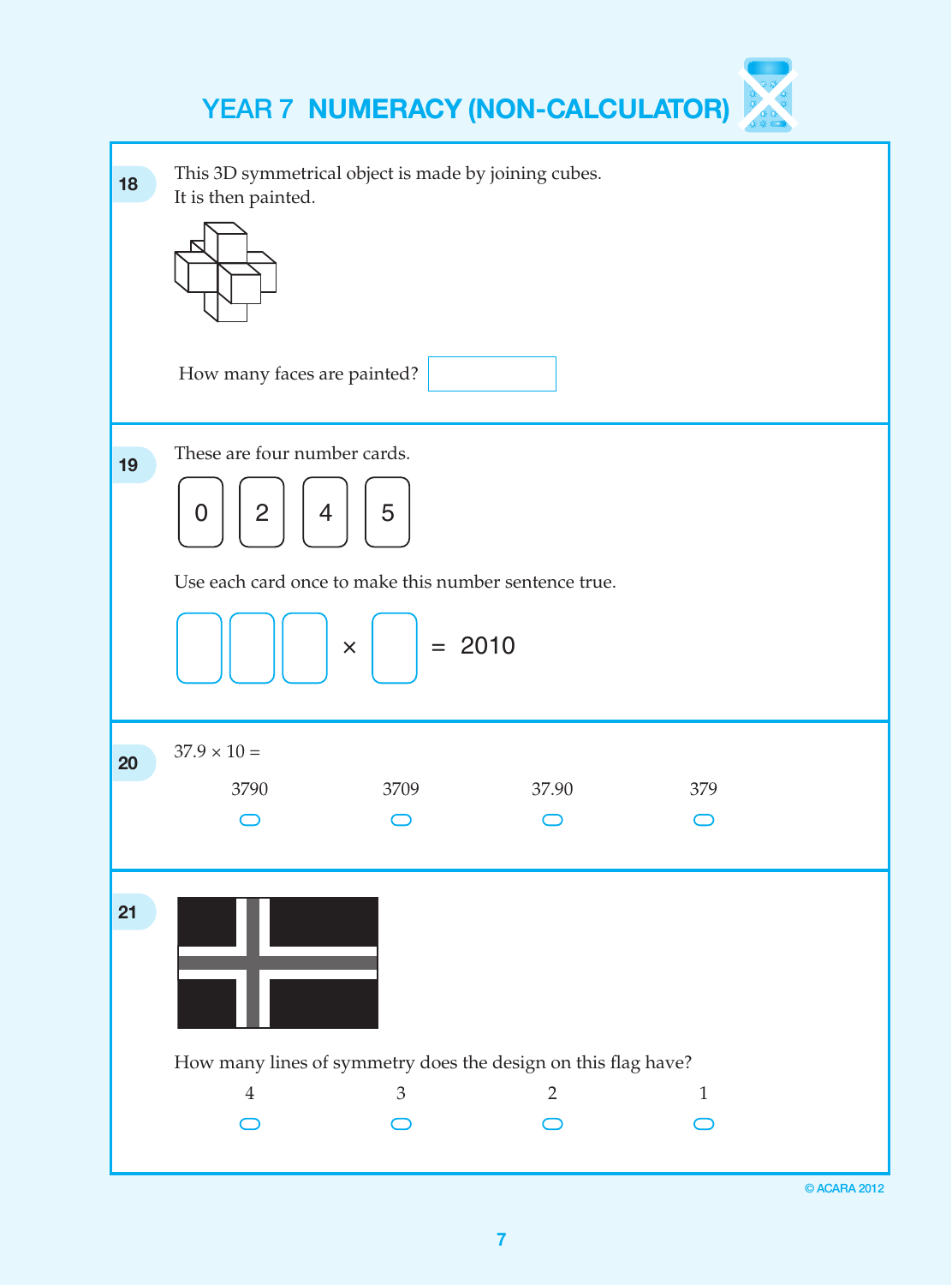# YEAR 7 NUMERACY (NON-CALCULATOR)

**18**

This 3D symmetrical object is made by joining cubes.
It is then painted.

How many faces are painted? [ ]

---

**19**

These are four number cards.

| 0 | 2 | 4 | 5 |
|---|---|---|---|

Use each card once to make this number sentence true.

[ ] [ ] [ ] × [ ] = 2010

---

**20**

$37.9 \times 10 =$

- 3790
- 3709
- 37.90
- 379

---

**21**

How many lines of symmetry does the design on this flag have?

- 4
- 3
- 2
- 1

© ACARA 2012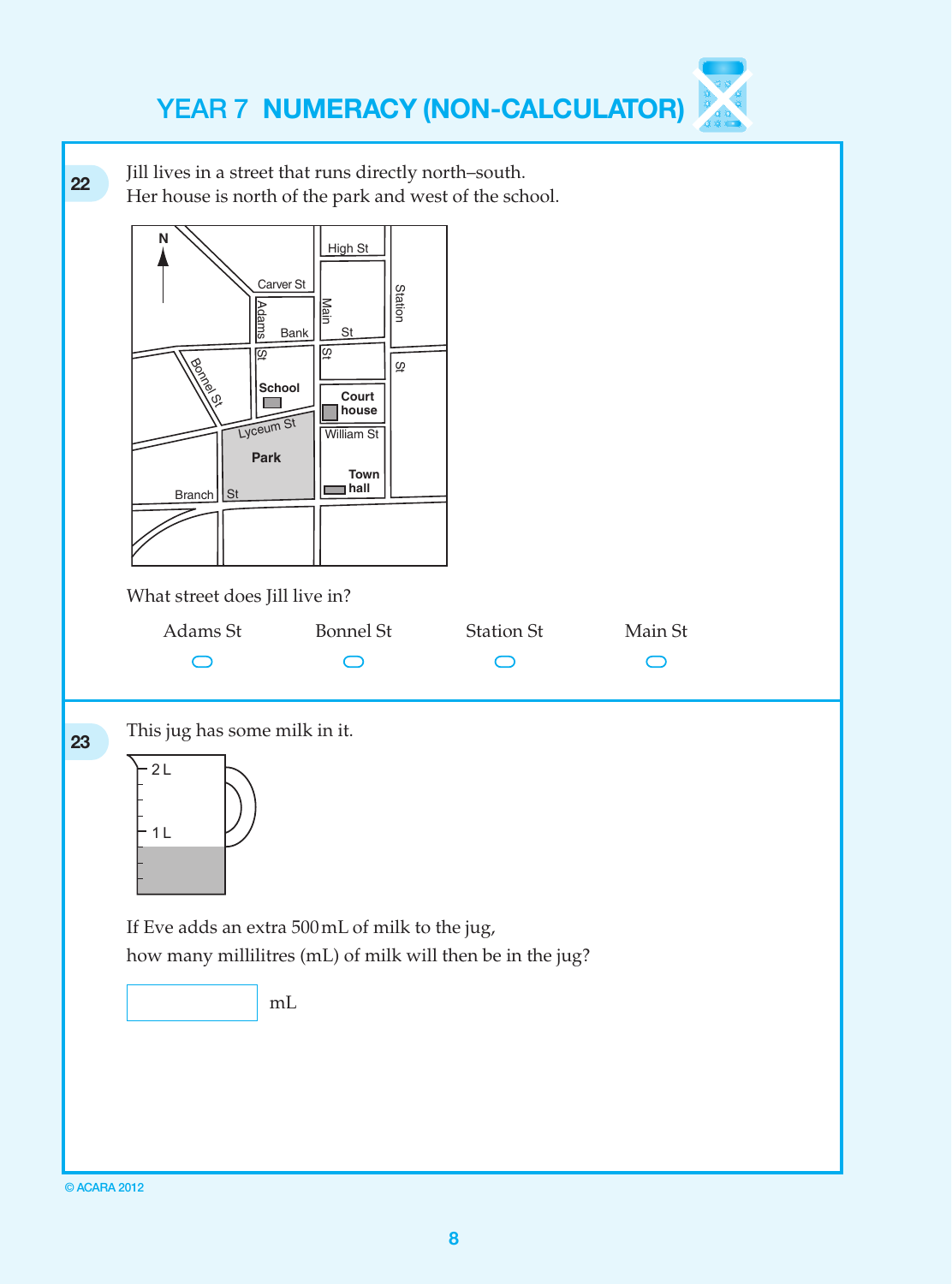# YEAR 7 NUMERACY (NON-CALCULATOR)

**22** Jill lives in a street that runs directly north–south.
Her house is north of the park and west of the school.

What street does Jill live in?

- Adams St
- Bonnel St
- Station St
- Main St

**23** This jug has some milk in it.

If Eve adds an extra 500 mL of milk to the jug,
how many millilitres (mL) of milk will then be in the jug?

_______ mL

© ACARA 2012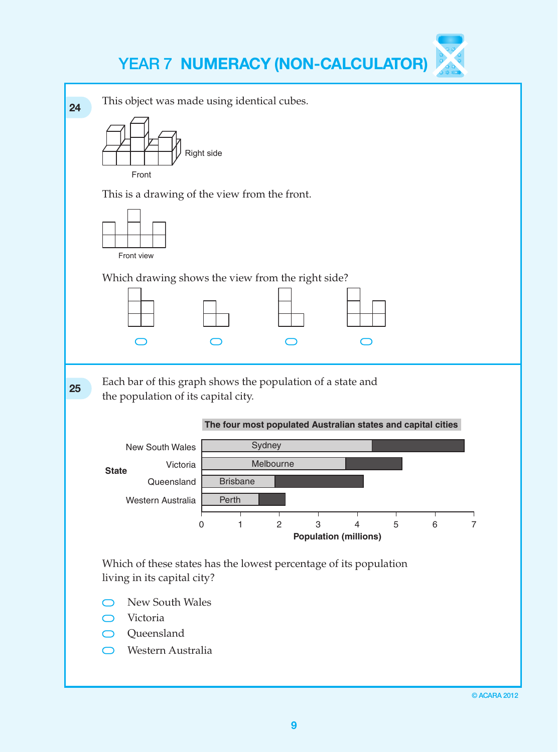# YEAR 7 NUMERACY (NON-CALCULATOR)

**24** This object was made using identical cubes.

Right side

Front

This is a drawing of the view from the front.

Front view

Which drawing shows the view from the right side?

○ ○ ○ ○

---

**25** Each bar of this graph shows the population of a state and the population of its capital city.

**The four most populated Australian states and capital cities**

| State | Capital city |
|---|---|
| New South Wales | Sydney |
| Victoria | Melbourne |
| Queensland | Brisbane |
| Western Australia | Perth |

Population (millions): 0, 1, 2, 3, 4, 5, 6, 7

Which of these states has the lowest percentage of its population living in its capital city?

- ○ New South Wales
- ○ Victoria
- ○ Queensland
- ○ Western Australia

© ACARA 2012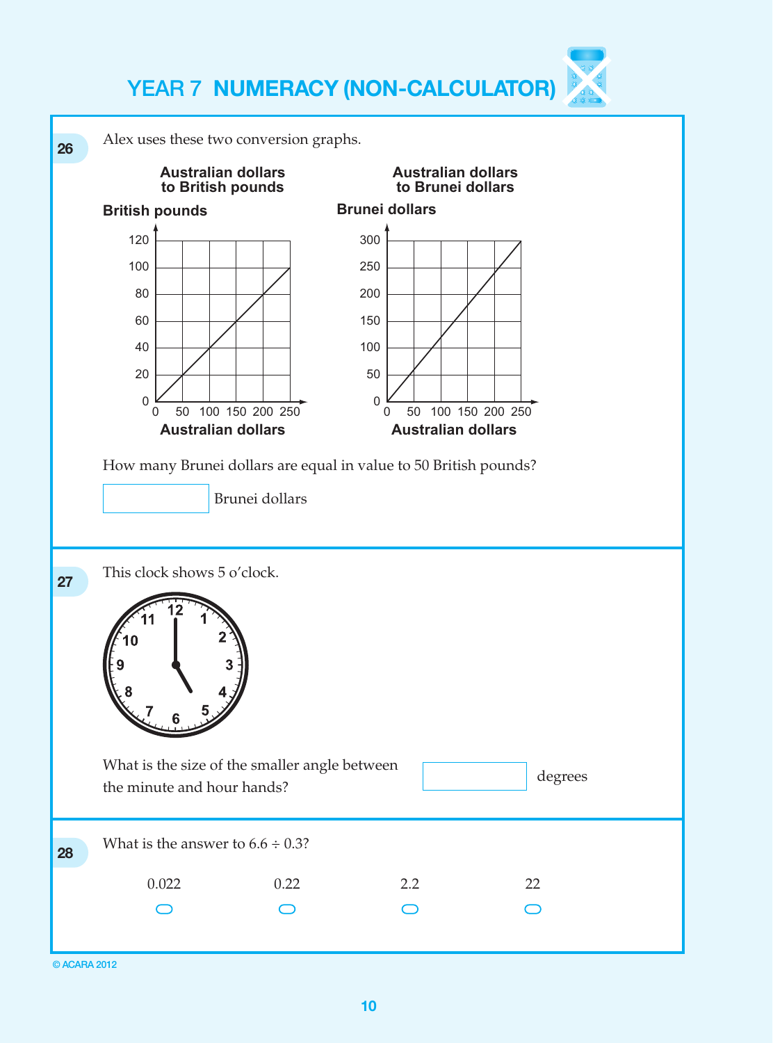# YEAR 7 NUMERACY (NON-CALCULATOR)

**26** Alex uses these two conversion graphs.

**Australian dollars to British pounds**

**British pounds** (vertical axis: 0, 20, 40, 60, 80, 100, 120)

**Australian dollars** (horizontal axis: 0, 50, 100, 150, 200, 250)

**Australian dollars to Brunei dollars**

**Brunei dollars** (vertical axis: 0, 50, 100, 150, 200, 250, 300)

**Australian dollars** (horizontal axis: 0, 50, 100, 150, 200, 250)

How many Brunei dollars are equal in value to 50 British pounds?

[ ] Brunei dollars

---

**27** This clock shows 5 o'clock.

What is the size of the smaller angle between the minute and hour hands?

[ ] degrees

---

**28** What is the answer to $6.6 \div 0.3$?

- 0.022
- 0.22
- 2.2
- 22

© ACARA 2012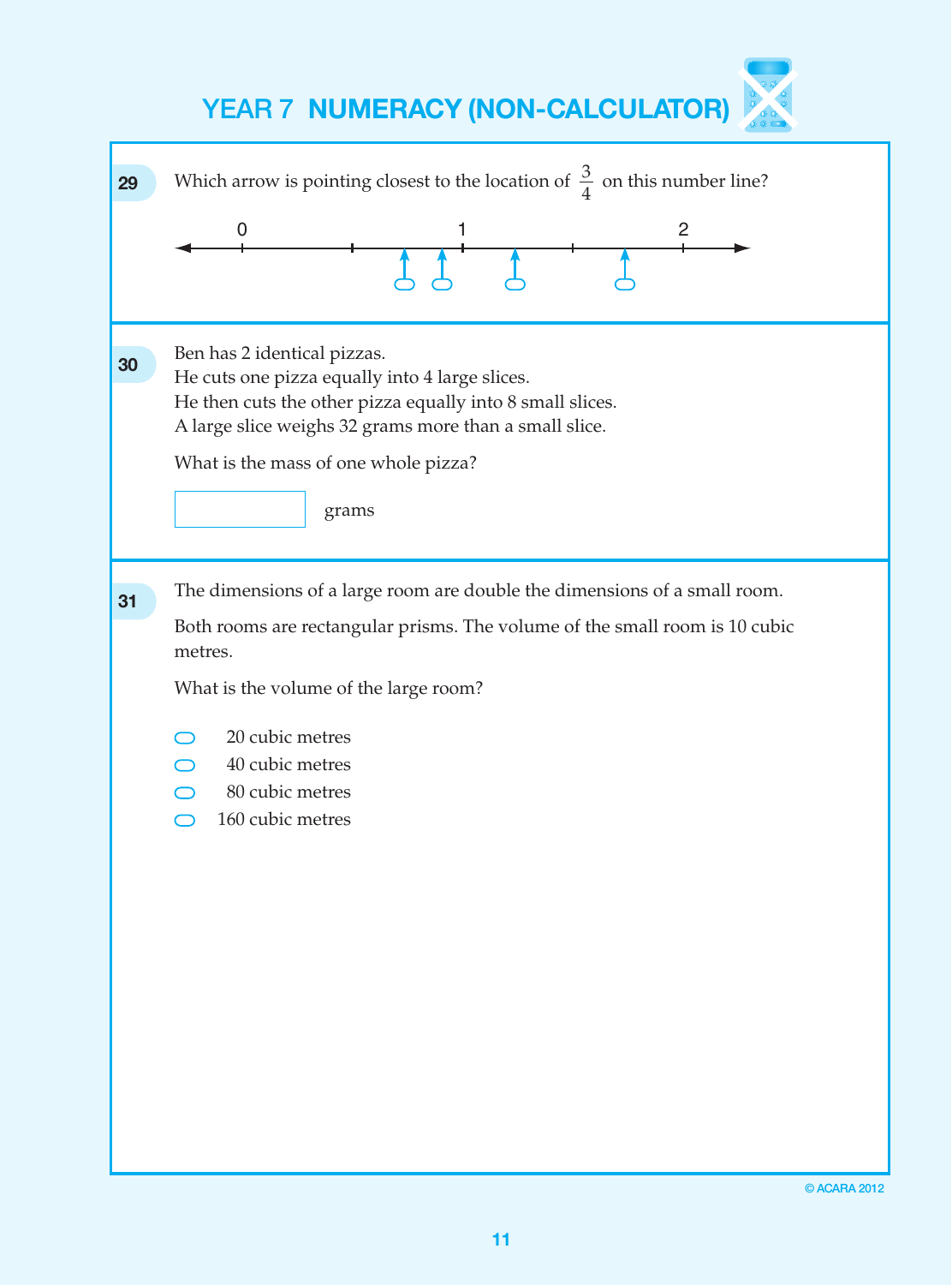# YEAR 7 NUMERACY (NON-CALCULATOR)

**29** Which arrow is pointing closest to the location of $\frac{3}{4}$ on this number line?

(Number line labelled 0, 1, 2 with four arrows, each with an answer bubble)

---

**30** Ben has 2 identical pizzas.
He cuts one pizza equally into 4 large slices.
He then cuts the other pizza equally into 8 small slices.
A large slice weighs 32 grams more than a small slice.

What is the mass of one whole pizza?

[ ] grams

---

**31** The dimensions of a large room are double the dimensions of a small room.

Both rooms are rectangular prisms. The volume of the small room is 10 cubic metres.

What is the volume of the large room?

- ◯ 20 cubic metres
- ◯ 40 cubic metres
- ◯ 80 cubic metres
- ◯ 160 cubic metres

© ACARA 2012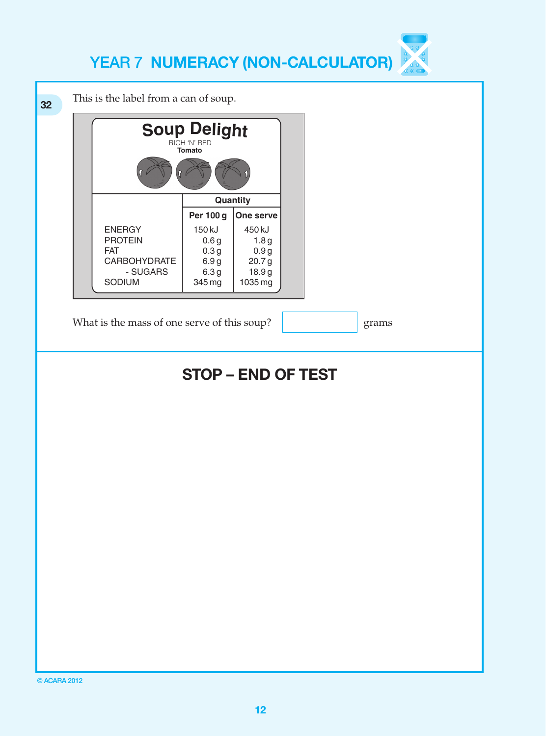# YEAR 7 NUMERACY (NON-CALCULATOR)

**32**

This is the label from a can of soup.

**Soup Delight**

RICH 'N' RED

**Tomato**

| | Quantity | |
|---|---|---|
| | **Per 100 g** | **One serve** |
| ENERGY | 150 kJ | 450 kJ |
| PROTEIN | 0.6 g | 1.8 g |
| FAT | 0.3 g | 0.9 g |
| CARBOHYDRATE | 6.9 g | 20.7 g |
| - SUGARS | 6.3 g | 18.9 g |
| SODIUM | 345 mg | 1035 mg |

What is the mass of one serve of this soup? ☐ grams

## STOP – END OF TEST

© ACARA 2012